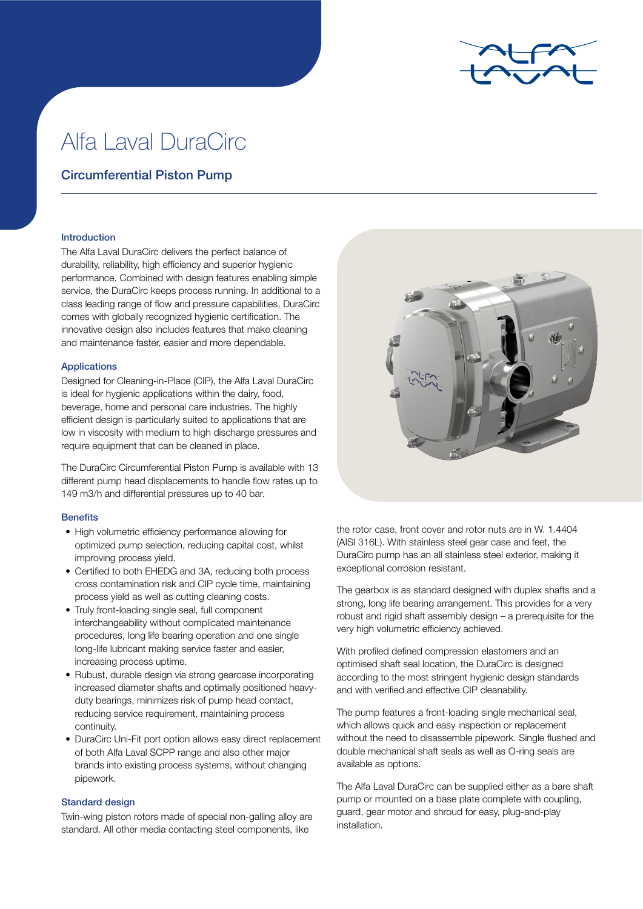# Alfa Laval DuraCirc

## Circumferential Piston Pump

### Introduction

The Alfa Laval DuraCirc delivers the perfect balance of durability, reliability, high efficiency and superior hygienic performance. Combined with design features enabling simple service, the DuraCirc keeps process running. In additional to a class leading range of flow and pressure capabilities, DuraCirc comes with globally recognized hygienic certification. The innovative design also includes features that make cleaning and maintenance faster, easier and more dependable.

### Applications

Designed for Cleaning-in-Place (CIP), the Alfa Laval DuraCirc is ideal for hygienic applications within the dairy, food, beverage, home and personal care industries. The highly efficient design is particularly suited to applications that are low in viscosity with medium to high discharge pressures and require equipment that can be cleaned in place.

The DuraCirc Circumferential Piston Pump is available with 13 different pump head displacements to handle flow rates up to 149 m3/h and differential pressures up to 40 bar.

### Benefits

- High volumetric efficiency performance allowing for optimized pump selection, reducing capital cost, whilst improving process yield.
- Certified to both EHEDG and 3A, reducing both process cross contamination risk and CIP cycle time, maintaining process yield as well as cutting cleaning costs.
- Truly front-loading single seal, full component interchangeability without complicated maintenance procedures, long life bearing operation and one single long-life lubricant making service faster and easier, increasing process uptime.
- Rubust, durable design via strong gearcase incorporating increased diameter shafts and optimally positioned heavy-duty bearings, minimizes risk of pump head contact, reducing service requirement, maintaining process continuity.
- DuraCirc Uni-Fit port option allows easy direct replacement of both Alfa Laval SCPP range and also other major brands into existing process systems, without changing pipework.

### Standard design

Twin-wing piston rotors made of special non-galling alloy are standard. All other media contacting steel components, like the rotor case, front cover and rotor nuts are in W. 1.4404 (AISI 316L). With stainless steel gear case and feet, the DuraCirc pump has an all stainless steel exterior, making it exceptional corrosion resistant.

The gearbox is as standard designed with duplex shafts and a strong, long life bearing arrangement. This provides for a very robust and rigid shaft assembly design – a prerequisite for the very high volumetric efficiency achieved.

With profiled defined compression elastomers and an optimised shaft seal location, the DuraCirc is designed according to the most stringent hygienic design standards and with verified and effective CIP cleanability.

The pump features a front-loading single mechanical seal, which allows quick and easy inspection or replacement without the need to disassemble pipework. Single flushed and double mechanical shaft seals as well as O-ring seals are available as options.

The Alfa Laval DuraCirc can be supplied either as a bare shaft pump or mounted on a base plate complete with coupling, guard, gear motor and shroud for easy, plug-and-play installation.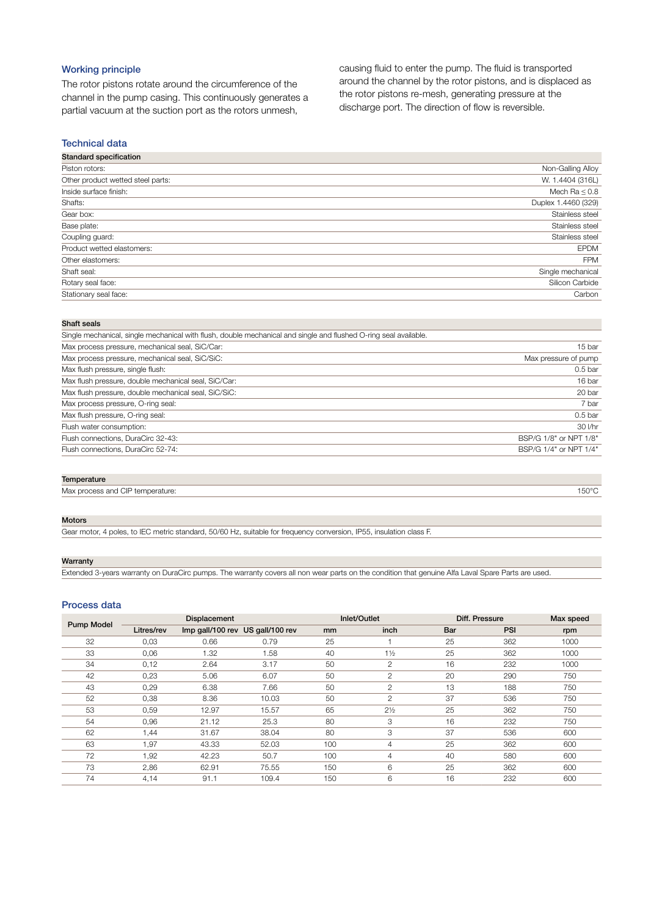## Working principle

The rotor pistons rotate around the circumference of the channel in the pump casing. This continuously generates a partial vacuum at the suction port as the rotors unmesh, causing fluid to enter the pump. The fluid is transported around the channel by the rotor pistons, and is displaced as the rotor pistons re-mesh, generating pressure at the discharge port. The direction of flow is reversible.

## Technical data

| Standard specification | |
|---|---|
| Piston rotors: | Non-Galling Alloy |
| Other product wetted steel parts: | W. 1.4404 (316L) |
| Inside surface finish: | Mech Ra ≤ 0.8 |
| Shafts: | Duplex 1.4460 (329) |
| Gear box: | Stainless steel |
| Base plate: | Stainless steel |
| Coupling guard: | Stainless steel |
| Product wetted elastomers: | EPDM |
| Other elastomers: | FPM |
| Shaft seal: | Single mechanical |
| Rotary seal face: | Silicon Carbide |
| Stationary seal face: | Carbon |

| Shaft seals | |
|---|---|
| Single mechanical, single mechanical with flush, double mechanical and single and flushed O-ring seal available. | |
| Max process pressure, mechanical seal, SiC/Car: | 15 bar |
| Max process pressure, mechanical seal, SiC/SiC: | Max pressure of pump |
| Max flush pressure, single flush: | 0.5 bar |
| Max flush pressure, double mechanical seal, SiC/Car: | 16 bar |
| Max flush pressure, double mechanical seal, SiC/SiC: | 20 bar |
| Max process pressure, O-ring seal: | 7 bar |
| Max flush pressure, O-ring seal: | 0.5 bar |
| Flush water consumption: | 30 l/hr |
| Flush connections, DuraCirc 32-43: | BSP/G 1/8" or NPT 1/8" |
| Flush connections, DuraCirc 52-74: | BSP/G 1/4" or NPT 1/4" |

| Temperature | |
|---|---|
| Max process and CIP temperature: | 150°C |

**Motors**

Gear motor, 4 poles, to IEC metric standard, 50/60 Hz, suitable for frequency conversion, IP55, insulation class F.

**Warranty**

Extended 3-years warranty on DuraCirc pumps. The warranty covers all non wear parts on the condition that genuine Alfa Laval Spare Parts are used.

## Process data

| Pump Model | Displacement | | | Inlet/Outlet | | Diff. Pressure | | Max speed |
|---|---|---|---|---|---|---|---|---|
| | Litres/rev | Imp gall/100 rev | US gall/100 rev | mm | inch | Bar | PSI | rpm |
| 32 | 0,03 | 0.66 | 0.79 | 25 | 1 | 25 | 362 | 1000 |
| 33 | 0,06 | 1.32 | 1.58 | 40 | 1½ | 25 | 362 | 1000 |
| 34 | 0,12 | 2.64 | 3.17 | 50 | 2 | 16 | 232 | 1000 |
| 42 | 0,23 | 5.06 | 6.07 | 50 | 2 | 20 | 290 | 750 |
| 43 | 0,29 | 6.38 | 7.66 | 50 | 2 | 13 | 188 | 750 |
| 52 | 0,38 | 8.36 | 10.03 | 50 | 2 | 37 | 536 | 750 |
| 53 | 0,59 | 12.97 | 15.57 | 65 | 2½ | 25 | 362 | 750 |
| 54 | 0,96 | 21.12 | 25.3 | 80 | 3 | 16 | 232 | 750 |
| 62 | 1,44 | 31.67 | 38.04 | 80 | 3 | 37 | 536 | 600 |
| 63 | 1,97 | 43.33 | 52.03 | 100 | 4 | 25 | 362 | 600 |
| 72 | 1,92 | 42.23 | 50.7 | 100 | 4 | 40 | 580 | 600 |
| 73 | 2,86 | 62.91 | 75.55 | 150 | 6 | 25 | 362 | 600 |
| 74 | 4,14 | 91.1 | 109.4 | 150 | 6 | 16 | 232 | 600 |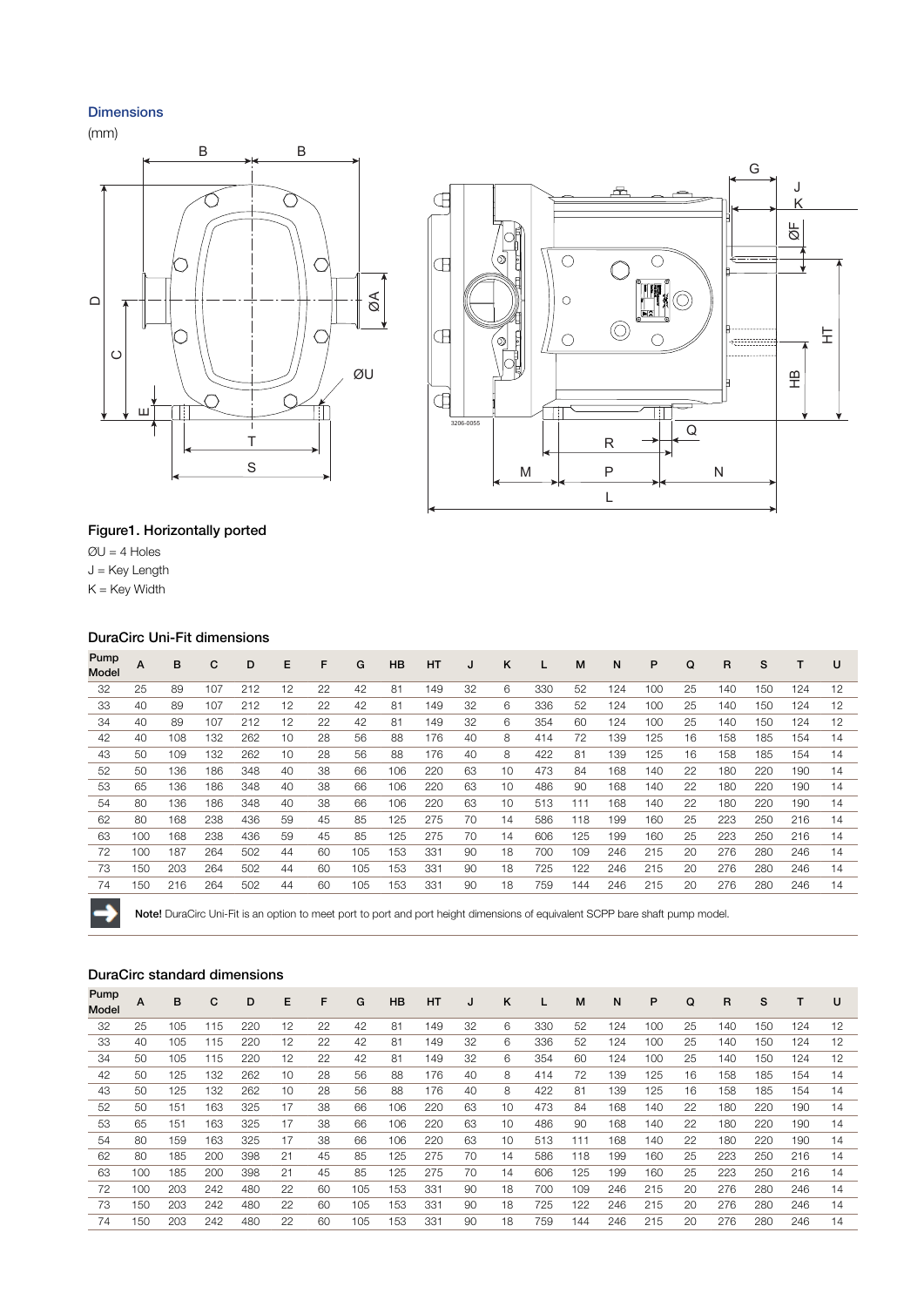## Dimensions

(mm)

### Figure1. Horizontally ported

ØU = 4 Holes
J = Key Length
K = Key Width

### DuraCirc Uni-Fit dimensions

| Pump Model | A | B | C | D | E | F | G | HB | HT | J | K | L | M | N | P | Q | R | S | T | U |
|---|---|---|---|---|---|---|---|---|---|---|---|---|---|---|---|---|---|---|---|---|
| 32 | 25 | 89 | 107 | 212 | 12 | 22 | 42 | 81 | 149 | 32 | 6 | 330 | 52 | 124 | 100 | 25 | 140 | 150 | 124 | 12 |
| 33 | 40 | 89 | 107 | 212 | 12 | 22 | 42 | 81 | 149 | 32 | 6 | 336 | 52 | 124 | 100 | 25 | 140 | 150 | 124 | 12 |
| 34 | 40 | 89 | 107 | 212 | 12 | 22 | 42 | 81 | 149 | 32 | 6 | 354 | 60 | 124 | 100 | 25 | 140 | 150 | 124 | 12 |
| 42 | 40 | 108 | 132 | 262 | 10 | 28 | 56 | 88 | 176 | 40 | 8 | 414 | 72 | 139 | 125 | 16 | 158 | 185 | 154 | 14 |
| 43 | 50 | 109 | 132 | 262 | 10 | 28 | 56 | 88 | 176 | 40 | 8 | 422 | 81 | 139 | 125 | 16 | 158 | 185 | 154 | 14 |
| 52 | 50 | 136 | 186 | 348 | 40 | 38 | 66 | 106 | 220 | 63 | 10 | 473 | 84 | 168 | 140 | 22 | 180 | 220 | 190 | 14 |
| 53 | 65 | 136 | 186 | 348 | 40 | 38 | 66 | 106 | 220 | 63 | 10 | 486 | 90 | 168 | 140 | 22 | 180 | 220 | 190 | 14 |
| 54 | 80 | 136 | 186 | 348 | 40 | 38 | 66 | 106 | 220 | 63 | 10 | 513 | 111 | 168 | 140 | 22 | 180 | 220 | 190 | 14 |
| 62 | 80 | 168 | 238 | 436 | 59 | 45 | 85 | 125 | 275 | 70 | 14 | 586 | 118 | 199 | 160 | 25 | 223 | 250 | 216 | 14 |
| 63 | 100 | 168 | 238 | 436 | 59 | 45 | 85 | 125 | 275 | 70 | 14 | 606 | 125 | 199 | 160 | 25 | 223 | 250 | 216 | 14 |
| 72 | 100 | 187 | 264 | 502 | 44 | 60 | 105 | 153 | 331 | 90 | 18 | 700 | 109 | 246 | 215 | 20 | 276 | 280 | 246 | 14 |
| 73 | 150 | 203 | 264 | 502 | 44 | 60 | 105 | 153 | 331 | 90 | 18 | 725 | 122 | 246 | 215 | 20 | 276 | 280 | 246 | 14 |
| 74 | 150 | 216 | 264 | 502 | 44 | 60 | 105 | 153 | 331 | 90 | 18 | 759 | 144 | 246 | 215 | 20 | 276 | 280 | 246 | 14 |

**Note!** DuraCirc Uni-Fit is an option to meet port to port and port height dimensions of equivalent SCPP bare shaft pump model.

### DuraCirc standard dimensions

| Pump Model | A | B | C | D | E | F | G | HB | HT | J | K | L | M | N | P | Q | R | S | T | U |
|---|---|---|---|---|---|---|---|---|---|---|---|---|---|---|---|---|---|---|---|---|
| 32 | 25 | 105 | 115 | 220 | 12 | 22 | 42 | 81 | 149 | 32 | 6 | 330 | 52 | 124 | 100 | 25 | 140 | 150 | 124 | 12 |
| 33 | 40 | 105 | 115 | 220 | 12 | 22 | 42 | 81 | 149 | 32 | 6 | 336 | 52 | 124 | 100 | 25 | 140 | 150 | 124 | 12 |
| 34 | 50 | 105 | 115 | 220 | 12 | 22 | 42 | 81 | 149 | 32 | 6 | 354 | 60 | 124 | 100 | 25 | 140 | 150 | 124 | 12 |
| 42 | 50 | 125 | 132 | 262 | 10 | 28 | 56 | 88 | 176 | 40 | 8 | 414 | 72 | 139 | 125 | 16 | 158 | 185 | 154 | 14 |
| 43 | 50 | 125 | 132 | 262 | 10 | 28 | 56 | 88 | 176 | 40 | 8 | 422 | 81 | 139 | 125 | 16 | 158 | 185 | 154 | 14 |
| 52 | 50 | 151 | 163 | 325 | 17 | 38 | 66 | 106 | 220 | 63 | 10 | 473 | 84 | 168 | 140 | 22 | 180 | 220 | 190 | 14 |
| 53 | 65 | 151 | 163 | 325 | 17 | 38 | 66 | 106 | 220 | 63 | 10 | 486 | 90 | 168 | 140 | 22 | 180 | 220 | 190 | 14 |
| 54 | 80 | 159 | 163 | 325 | 17 | 38 | 66 | 106 | 220 | 63 | 10 | 513 | 111 | 168 | 140 | 22 | 180 | 220 | 190 | 14 |
| 62 | 80 | 185 | 200 | 398 | 21 | 45 | 85 | 125 | 275 | 70 | 14 | 586 | 118 | 199 | 160 | 25 | 223 | 250 | 216 | 14 |
| 63 | 100 | 185 | 200 | 398 | 21 | 45 | 85 | 125 | 275 | 70 | 14 | 606 | 125 | 199 | 160 | 25 | 223 | 250 | 216 | 14 |
| 72 | 100 | 203 | 242 | 480 | 22 | 60 | 105 | 153 | 331 | 90 | 18 | 700 | 109 | 246 | 215 | 20 | 276 | 280 | 246 | 14 |
| 73 | 150 | 203 | 242 | 480 | 22 | 60 | 105 | 153 | 331 | 90 | 18 | 725 | 122 | 246 | 215 | 20 | 276 | 280 | 246 | 14 |
| 74 | 150 | 203 | 242 | 480 | 22 | 60 | 105 | 153 | 331 | 90 | 18 | 759 | 144 | 246 | 215 | 20 | 276 | 280 | 246 | 14 |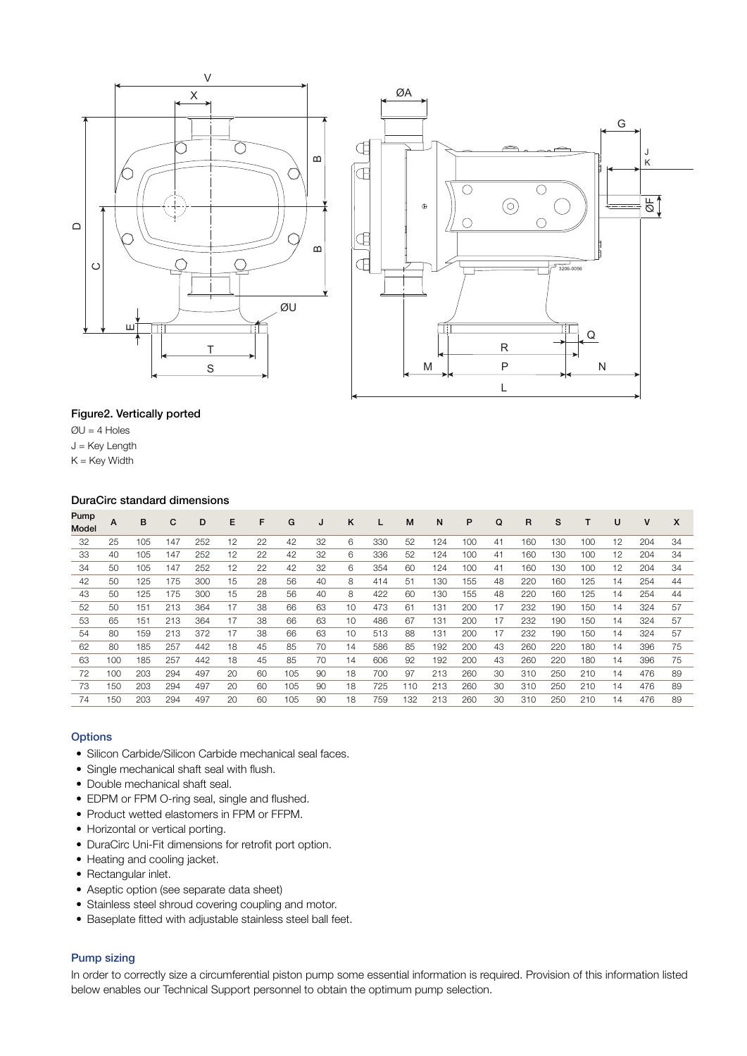**Figure2. Vertically ported**

ØU = 4 Holes

J = Key Length

K = Key Width

### DuraCirc standard dimensions

| Pump Model | A | B | C | D | E | F | G | J | K | L | M | N | P | Q | R | S | T | U | V | X |
|---|---|---|---|---|---|---|---|---|---|---|---|---|---|---|---|---|---|---|---|---|
| 32 | 25 | 105 | 147 | 252 | 12 | 22 | 42 | 32 | 6 | 330 | 52 | 124 | 100 | 41 | 160 | 130 | 100 | 12 | 204 | 34 |
| 33 | 40 | 105 | 147 | 252 | 12 | 22 | 42 | 32 | 6 | 336 | 52 | 124 | 100 | 41 | 160 | 130 | 100 | 12 | 204 | 34 |
| 34 | 50 | 105 | 147 | 252 | 12 | 22 | 42 | 32 | 6 | 354 | 60 | 124 | 100 | 41 | 160 | 130 | 100 | 12 | 204 | 34 |
| 42 | 50 | 125 | 175 | 300 | 15 | 28 | 56 | 40 | 8 | 414 | 51 | 130 | 155 | 48 | 220 | 160 | 125 | 14 | 254 | 44 |
| 43 | 50 | 125 | 175 | 300 | 15 | 28 | 56 | 40 | 8 | 422 | 60 | 130 | 155 | 48 | 220 | 160 | 125 | 14 | 254 | 44 |
| 52 | 50 | 151 | 213 | 364 | 17 | 38 | 66 | 63 | 10 | 473 | 61 | 131 | 200 | 17 | 232 | 190 | 150 | 14 | 324 | 57 |
| 53 | 65 | 151 | 213 | 364 | 17 | 38 | 66 | 63 | 10 | 486 | 67 | 131 | 200 | 17 | 232 | 190 | 150 | 14 | 324 | 57 |
| 54 | 80 | 159 | 213 | 372 | 17 | 38 | 66 | 63 | 10 | 513 | 88 | 131 | 200 | 17 | 232 | 190 | 150 | 14 | 324 | 57 |
| 62 | 80 | 185 | 257 | 442 | 18 | 45 | 85 | 70 | 14 | 586 | 85 | 192 | 200 | 43 | 260 | 220 | 180 | 14 | 396 | 75 |
| 63 | 100 | 185 | 257 | 442 | 18 | 45 | 85 | 70 | 14 | 606 | 92 | 192 | 200 | 43 | 260 | 220 | 180 | 14 | 396 | 75 |
| 72 | 100 | 203 | 294 | 497 | 20 | 60 | 105 | 90 | 18 | 700 | 97 | 213 | 260 | 30 | 310 | 250 | 210 | 14 | 476 | 89 |
| 73 | 150 | 203 | 294 | 497 | 20 | 60 | 105 | 90 | 18 | 725 | 110 | 213 | 260 | 30 | 310 | 250 | 210 | 14 | 476 | 89 |
| 74 | 150 | 203 | 294 | 497 | 20 | 60 | 105 | 90 | 18 | 759 | 132 | 213 | 260 | 30 | 310 | 250 | 210 | 14 | 476 | 89 |

### Options

- Silicon Carbide/Silicon Carbide mechanical seal faces.
- Single mechanical shaft seal with flush.
- Double mechanical shaft seal.
- EDPM or FPM O-ring seal, single and flushed.
- Product wetted elastomers in FPM or FFPM.
- Horizontal or vertical porting.
- DuraCirc Uni-Fit dimensions for retrofit port option.
- Heating and cooling jacket.
- Rectangular inlet.
- Aseptic option (see separate data sheet)
- Stainless steel shroud covering coupling and motor.
- Baseplate fitted with adjustable stainless steel ball feet.

### Pump sizing

In order to correctly size a circumferential piston pump some essential information is required. Provision of this information listed below enables our Technical Support personnel to obtain the optimum pump selection.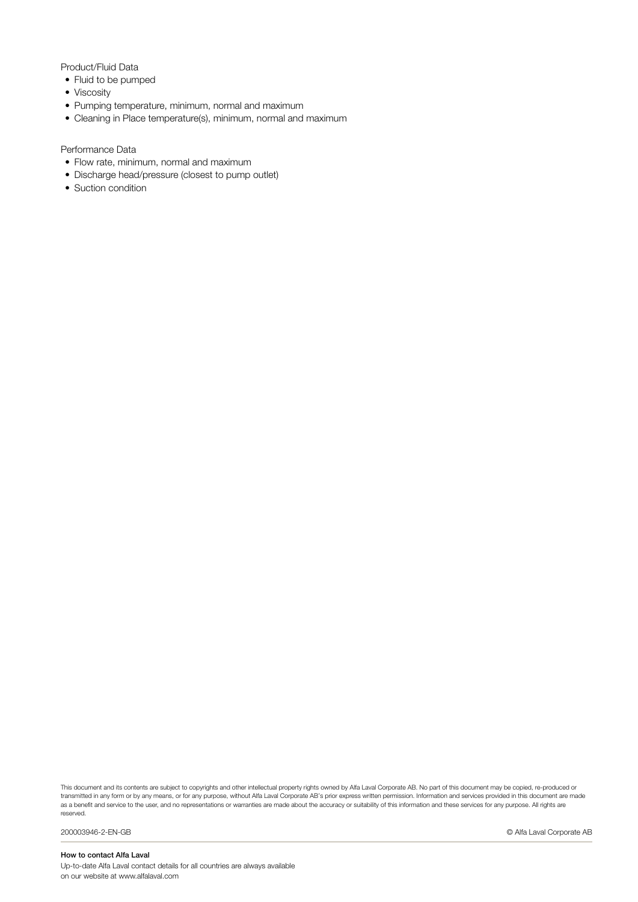Product/Fluid Data

- Fluid to be pumped
- Viscosity
- Pumping temperature, minimum, normal and maximum
- Cleaning in Place temperature(s), minimum, normal and maximum

Performance Data

- Flow rate, minimum, normal and maximum
- Discharge head/pressure (closest to pump outlet)
- Suction condition

This document and its contents are subject to copyrights and other intellectual property rights owned by Alfa Laval Corporate AB. No part of this document may be copied, re-produced or transmitted in any form or by any means, or for any purpose, without Alfa Laval Corporate AB's prior express written permission. Information and services provided in this document are made as a benefit and service to the user, and no representations or warranties are made about the accuracy or suitability of this information and these services for any purpose. All rights are reserved.

200003946-2-EN-GB

© Alfa Laval Corporate AB

**How to contact Alfa Laval**

Up-to-date Alfa Laval contact details for all countries are always available on our website at www.alfalaval.com